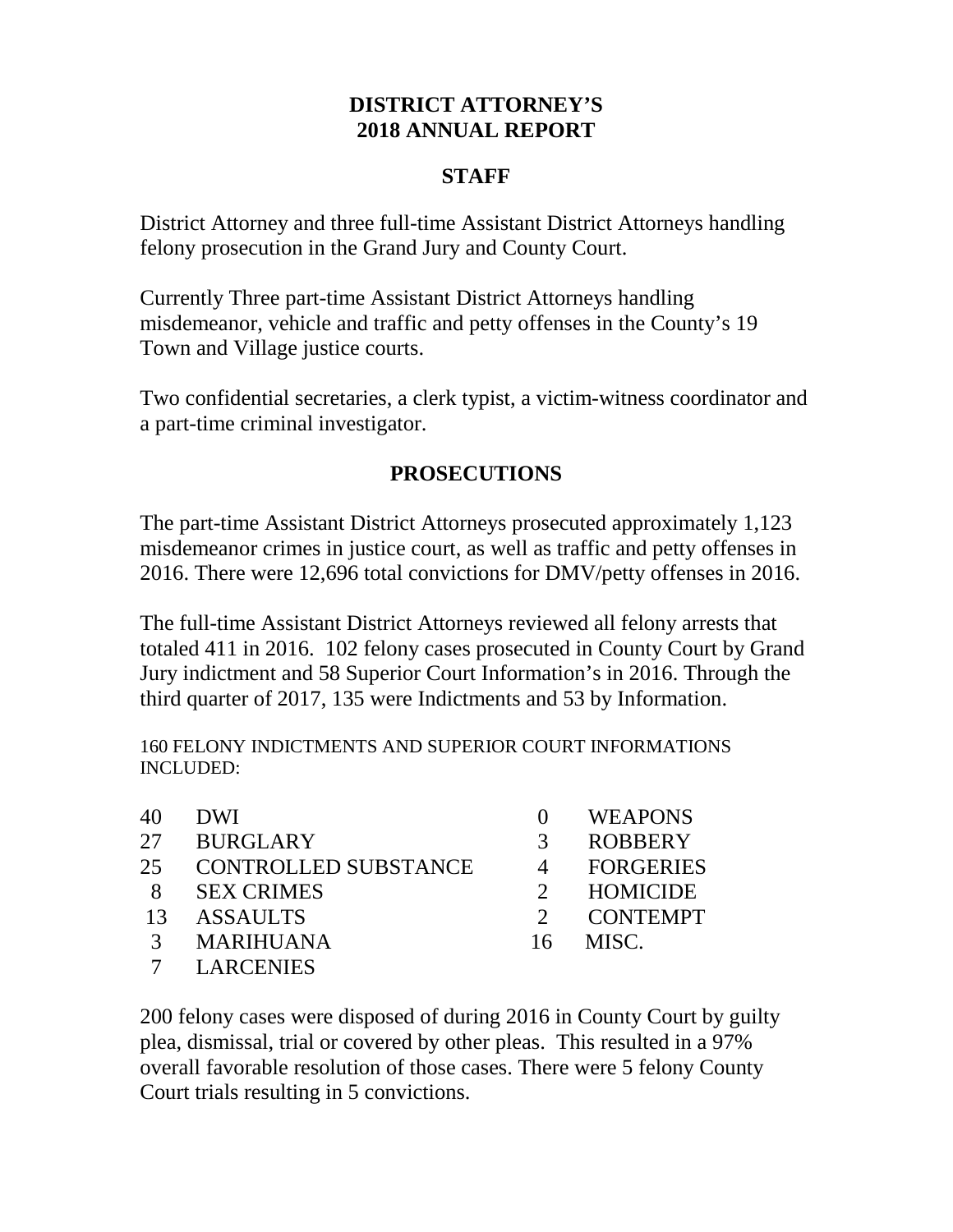# DISTRICT ATTORNEY'S 2018 ANNUAL REPORT

## STAFF

District Attorney and three full-time Assistant District Attorneys handling felony prosecution in the Grand Jury and County Court.

Currently Three part-time Assistant District Attorneys handling misdemeanor, vehicle and traffic and petty offenses in the County's 19 Town and Village justice courts.

Two confidential secretaries, a clerk typist, a victim-witness coordinator and a part-time criminal investigator.

## PROSECUTIONS

The part-time Assistant District Attorneys prosecuted approximately 1,123 misdemeanor crimes in justice court, as well as traffic and petty offenses in 2016. There were 12,696 total convictions for DMV/petty offenses in 2016.

The full-time Assistant District Attorneys reviewed all felony arrests that totaled 411 in 2016. 102 felony cases prosecuted in County Court by Grand Jury indictment and 58 Superior Court Information's in 2016. Through the third quarter of 2017, 135 were Indictments and 53 by Information.

160 FELONY INDICTMENTS AND SUPERIOR COURT INFORMATIONS INCLUDED:

| | | | |
|---|---|---|---|
| 40 | DWI | 0 | WEAPONS |
| 27 | BURGLARY | 3 | ROBBERY |
| 25 | CONTROLLED SUBSTANCE | 4 | FORGERIES |
| 8 | SEX CRIMES | 2 | HOMICIDE |
| 13 | ASSAULTS | 2 | CONTEMPT |
| 3 | MARIHUANA | 16 | MISC. |
| 7 | LARCENIES | | |

200 felony cases were disposed of during 2016 in County Court by guilty plea, dismissal, trial or covered by other pleas. This resulted in a 97% overall favorable resolution of those cases. There were 5 felony County Court trials resulting in 5 convictions.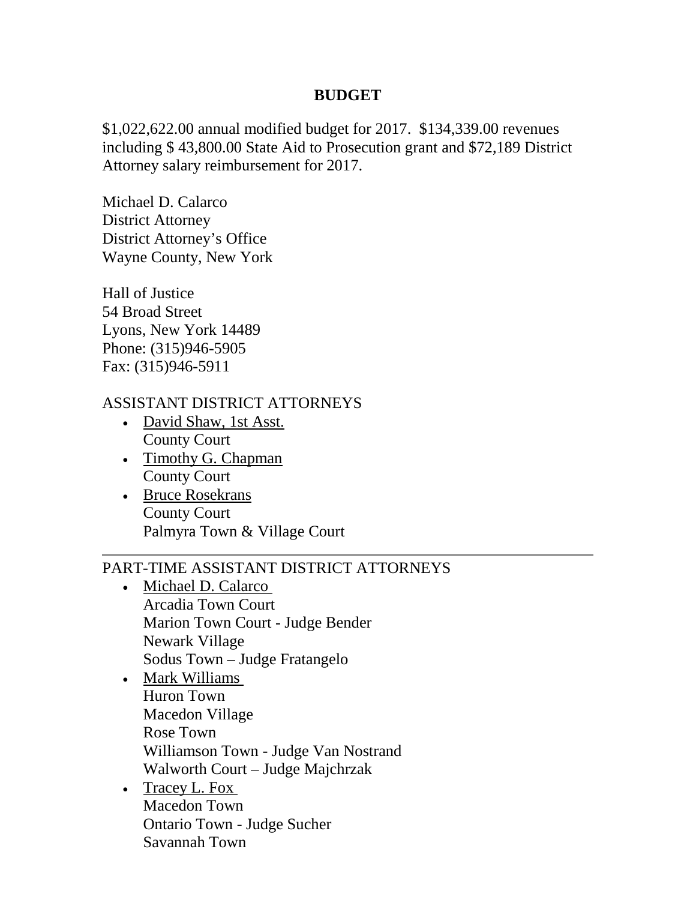# BUDGET

$1,022,622.00 annual modified budget for 2017. $134,339.00 revenues including $ 43,800.00 State Aid to Prosecution grant and $72,189 District Attorney salary reimbursement for 2017.

Michael D. Calarco
District Attorney
District Attorney's Office
Wayne County, New York

Hall of Justice
54 Broad Street
Lyons, New York 14489
Phone: (315)946-5905
Fax: (315)946-5911

ASSISTANT DISTRICT ATTORNEYS

- David Shaw, 1st Asst.
  County Court
- Timothy G. Chapman
  County Court
- Bruce Rosekrans
  County Court
  Palmyra Town & Village Court

---

PART-TIME ASSISTANT DISTRICT ATTORNEYS

- Michael D. Calarco
  Arcadia Town Court
  Marion Town Court - Judge Bender
  Newark Village
  Sodus Town – Judge Fratangelo
- Mark Williams
  Huron Town
  Macedon Village
  Rose Town
  Williamson Town - Judge Van Nostrand
  Walworth Court – Judge Majchrzak
- Tracey L. Fox
  Macedon Town
  Ontario Town - Judge Sucher
  Savannah Town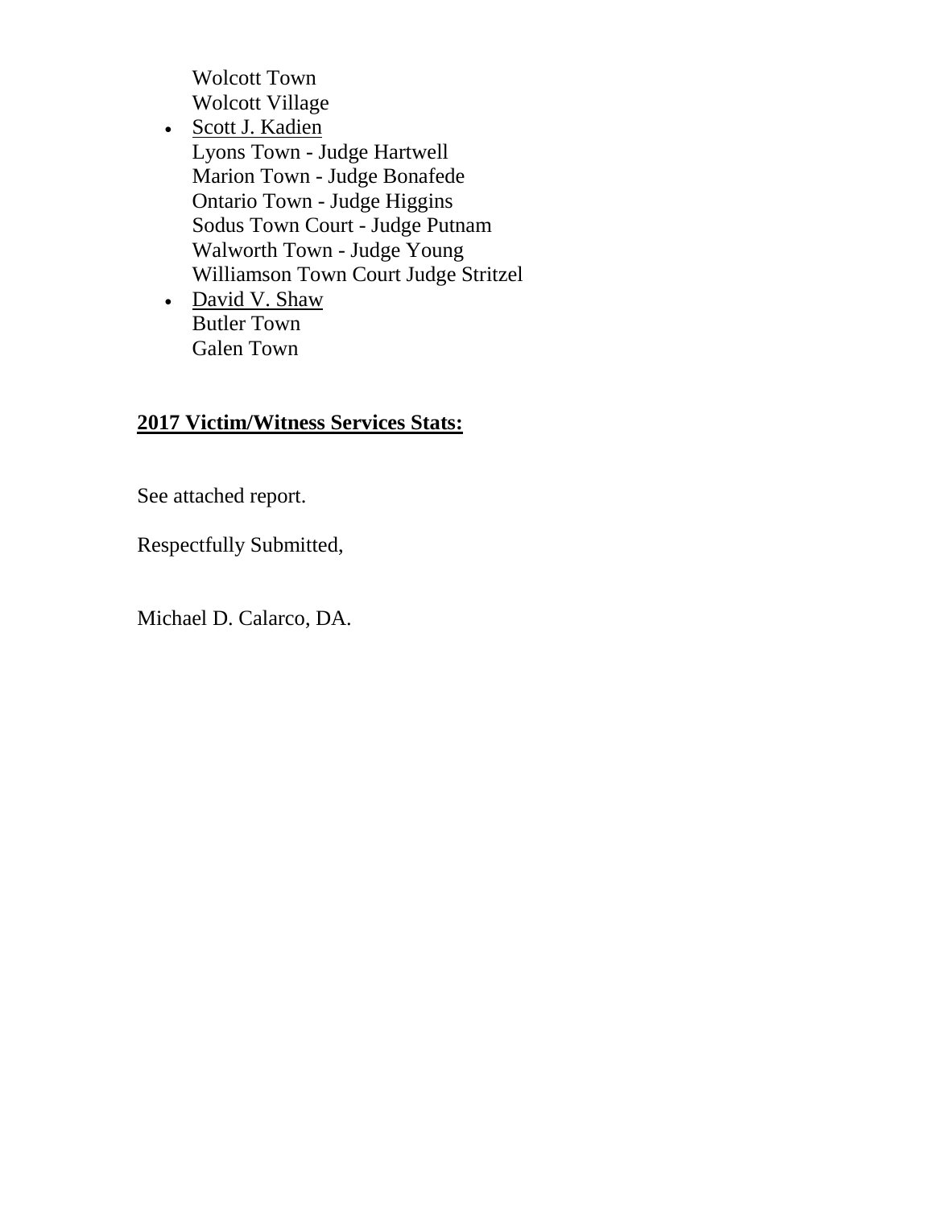Wolcott Town
Wolcott Village

- Scott J. Kadien
  Lyons Town - Judge Hartwell
  Marion Town - Judge Bonafede
  Ontario Town - Judge Higgins
  Sodus Town Court - Judge Putnam
  Walworth Town - Judge Young
  Williamson Town Court Judge Stritzel
- David V. Shaw
  Butler Town
  Galen Town

**2017 Victim/Witness Services Stats:**

See attached report.

Respectfully Submitted,

Michael D. Calarco, DA.